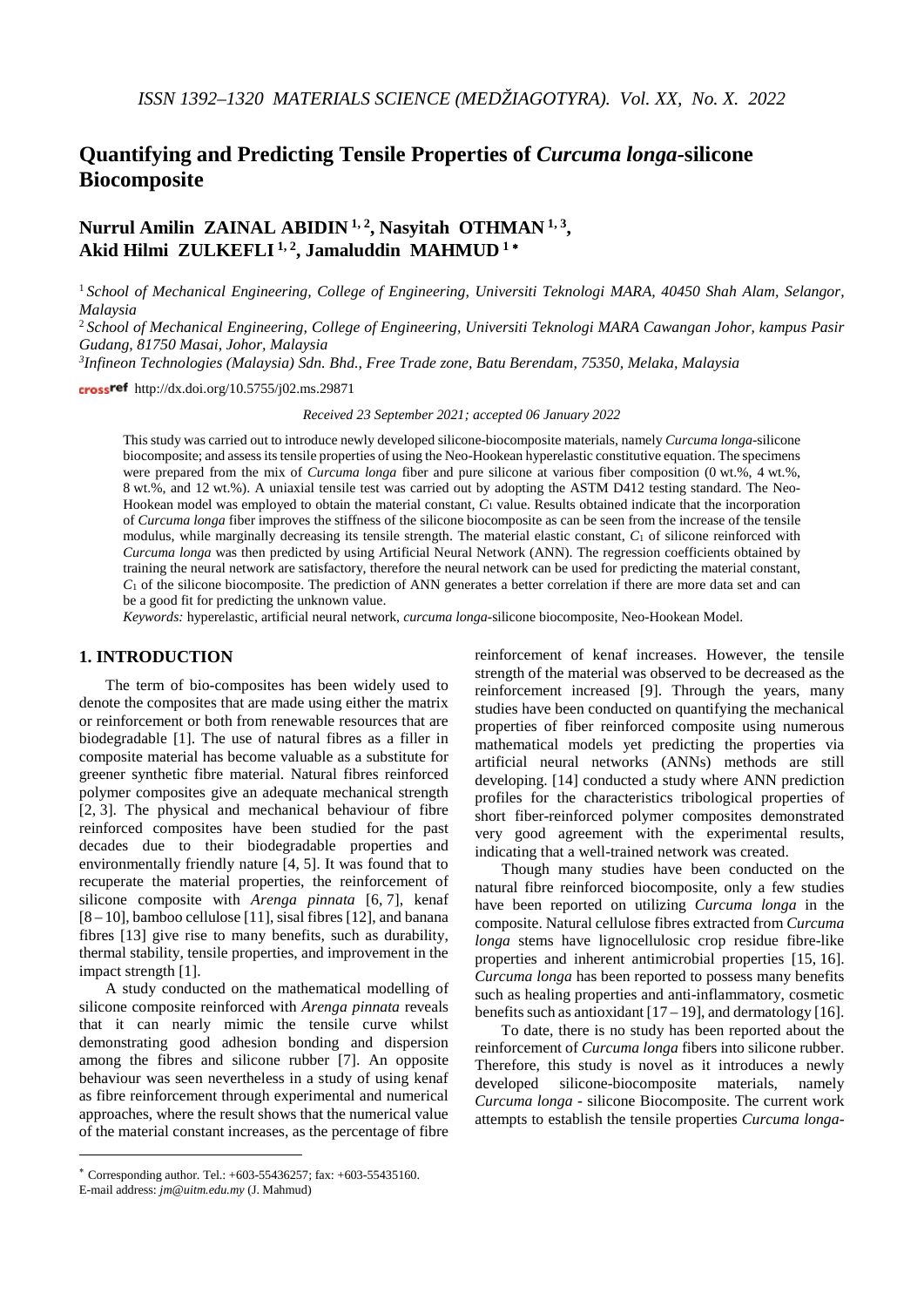# Quantifying and Predicting Tensile Properties of *Curcuma longa*-silicone Biocomposite

**Nurrul Amilin ZAINAL ABIDIN [1, 2], Nasyitah OTHMAN [1, 3], Akid Hilmi ZULKEFLI [1, 2], Jamaluddin MAHMUD [1] ***

[1] *School of Mechanical Engineering, College of Engineering, Universiti Teknologi MARA, 40450 Shah Alam, Selangor, Malaysia*

[2] *School of Mechanical Engineering, College of Engineering, Universiti Teknologi MARA Cawangan Johor, kampus Pasir Gudang, 81750 Masai, Johor, Malaysia*

[3] *Infineon Technologies (Malaysia) Sdn. Bhd., Free Trade zone, Batu Berendam, 75350, Melaka, Malaysia*

http://dx.doi.org/10.5755/j02.ms.29871

*Received 23 September 2021; accepted 06 January 2022*

This study was carried out to introduce newly developed silicone-biocomposite materials, namely *Curcuma longa*-silicone biocomposite; and assess its tensile properties of using the Neo-Hookean hyperelastic constitutive equation. The specimens were prepared from the mix of *Curcuma longa* fiber and pure silicone at various fiber composition (0 wt.%, 4 wt.%, 8 wt.%, and 12 wt.%). A uniaxial tensile test was carried out by adopting the ASTM D412 testing standard. The Neo-Hookean model was employed to obtain the material constant, $C_1$ value. Results obtained indicate that the incorporation of *Curcuma longa* fiber improves the stiffness of the silicone biocomposite as can be seen from the increase of the tensile modulus, while marginally decreasing its tensile strength. The material elastic constant, $C_1$ of silicone reinforced with *Curcuma longa* was then predicted by using Artificial Neural Network (ANN). The regression coefficients obtained by training the neural network are satisfactory, therefore the neural network can be used for predicting the material constant, $C_1$ of the silicone biocomposite. The prediction of ANN generates a better correlation if there are more data set and can be a good fit for predicting the unknown value.

*Keywords:* hyperelastic, artificial neural network, *curcuma longa*-silicone biocomposite, Neo-Hookean Model.

## 1. INTRODUCTION

The term of bio-composites has been widely used to denote the composites that are made using either the matrix or reinforcement or both from renewable resources that are biodegradable [1]. The use of natural fibres as a filler in composite material has become valuable as a substitute for greener synthetic fibre material. Natural fibres reinforced polymer composites give an adequate mechanical strength [2, 3]. The physical and mechanical behaviour of fibre reinforced composites have been studied for the past decades due to their biodegradable properties and environmentally friendly nature [4, 5]. It was found that to recuperate the material properties, the reinforcement of silicone composite with *Arenga pinnata* [6, 7], kenaf [8 – 10], bamboo cellulose [11], sisal fibres [12], and banana fibres [13] give rise to many benefits, such as durability, thermal stability, tensile properties, and improvement in the impact strength [1].

A study conducted on the mathematical modelling of silicone composite reinforced with *Arenga pinnata* reveals that it can nearly mimic the tensile curve whilst demonstrating good adhesion bonding and dispersion among the fibres and silicone rubber [7]. An opposite behaviour was seen nevertheless in a study of using kenaf as fibre reinforcement through experimental and numerical approaches, where the result shows that the numerical value of the material constant increases, as the percentage of fibre reinforcement of kenaf increases. However, the tensile strength of the material was observed to be decreased as the reinforcement increased [9]. Through the years, many studies have been conducted on quantifying the mechanical properties of fiber reinforced composite using numerous mathematical models yet predicting the properties via artificial neural networks (ANNs) methods are still developing. [14] conducted a study where ANN prediction profiles for the characteristics tribological properties of short fiber-reinforced polymer composites demonstrated very good agreement with the experimental results, indicating that a well-trained network was created.

Though many studies have been conducted on the natural fibre reinforced biocomposite, only a few studies have been reported on utilizing *Curcuma longa* in the composite. Natural cellulose fibres extracted from *Curcuma longa* stems have lignocellulosic crop residue fibre-like properties and inherent antimicrobial properties [15, 16]. *Curcuma longa* has been reported to possess many benefits such as healing properties and anti-inflammatory, cosmetic benefits such as antioxidant [17 – 19], and dermatology [16].

To date, there is no study has been reported about the reinforcement of *Curcuma longa* fibers into silicone rubber. Therefore, this study is novel as it introduces a newly developed silicone-biocomposite materials, namely *Curcuma longa* - silicone Biocomposite. The current work attempts to establish the tensile properties *Curcuma longa*-

* Corresponding author. Tel.: +603-55436257; fax: +603-55435160.
E-mail address: *jm@uitm.edu.my* (J. Mahmud)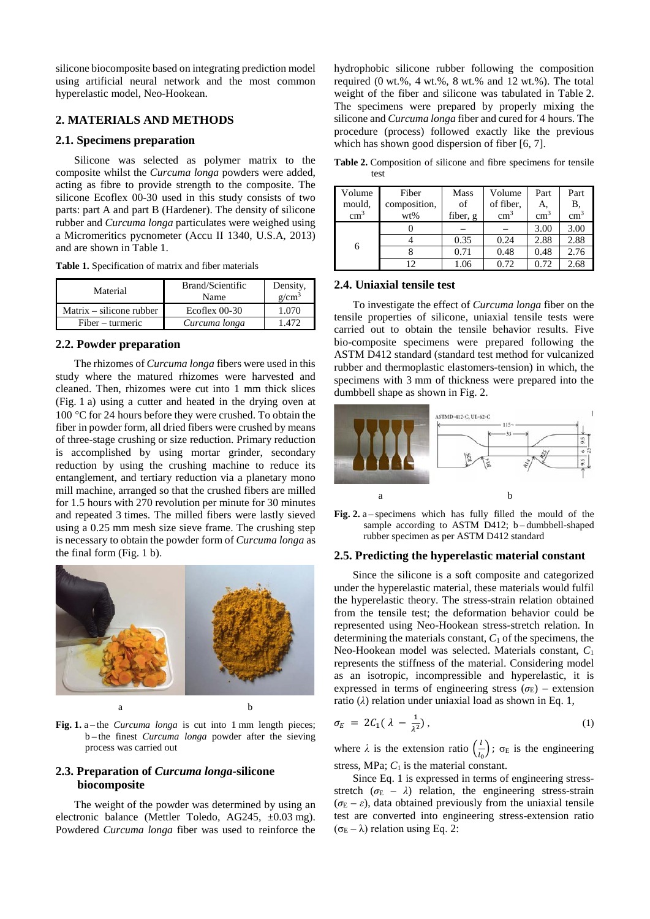silicone biocomposite based on integrating prediction model using artificial neural network and the most common hyperelastic model, Neo-Hookean.

## 2. MATERIALS AND METHODS

### 2.1. Specimens preparation

Silicone was selected as polymer matrix to the composite whilst the *Curcuma longa* powders were added, acting as fibre to provide strength to the composite. The silicone Ecoflex 00-30 used in this study consists of two parts: part A and part B (Hardener). The density of silicone rubber and *Curcuma longa* particulates were weighed using a Micromeritics pycnometer (Accu II 1340, U.S.A, 2013) and are shown in Table 1.

**Table 1.** Specification of matrix and fiber materials

| Material | Brand/Scientific Name | Density, g/cm$^3$ |
|---|---|---|
| Matrix – silicone rubber | Ecoflex 00-30 | 1.070 |
| Fiber – turmeric | *Curcuma longa* | 1.472 |

### 2.2. Powder preparation

The rhizomes of *Curcuma longa* fibers were used in this study where the matured rhizomes were harvested and cleaned. Then, rhizomes were cut into 1 mm thick slices (Fig. 1 a) using a cutter and heated in the drying oven at 100 °C for 24 hours before they were crushed. To obtain the fiber in powder form, all dried fibers were crushed by means of three-stage crushing or size reduction. Primary reduction is accomplished by using mortar grinder, secondary reduction by using the crushing machine to reduce its entanglement, and tertiary reduction via a planetary mono mill machine, arranged so that the crushed fibers are milled for 1.5 hours with 270 revolution per minute for 30 minutes and repeated 3 times. The milled fibers were lastly sieved using a 0.25 mm mesh size sieve frame. The crushing step is necessary to obtain the powder form of *Curcuma longa* as the final form (Fig. 1 b).

a b

**Fig. 1.** a – the *Curcuma longa* is cut into 1 mm length pieces; b – the finest *Curcuma longa* powder after the sieving process was carried out

### 2.3. Preparation of *Curcuma longa*-silicone biocomposite

The weight of the powder was determined by using an electronic balance (Mettler Toledo, AG245, ±0.03 mg). Powdered *Curcuma longa* fiber was used to reinforce the hydrophobic silicone rubber following the composition required (0 wt.%, 4 wt.%, 8 wt.% and 12 wt.%). The total weight of the fiber and silicone was tabulated in Table 2. The specimens were prepared by properly mixing the silicone and *Curcuma longa* fiber and cured for 4 hours. The procedure (process) followed exactly like the previous which has shown good dispersion of fiber [6, 7].

**Table 2.** Composition of silicone and fibre specimens for tensile test

| Volume mould, cm$^3$ | Fiber composition, wt% | Mass of fiber, g | Volume of fiber, cm$^3$ | Part A, cm$^3$ | Part B, cm$^3$ |
|---|---|---|---|---|---|
| 6 | 0 | – | – | 3.00 | 3.00 |
| | 4 | 0.35 | 0.24 | 2.88 | 2.88 |
| | 8 | 0.71 | 0.48 | 0.48 | 2.76 |
| | 12 | 1.06 | 0.72 | 0.72 | 2.68 |

### 2.4. Uniaxial tensile test

To investigate the effect of *Curcuma longa* fiber on the tensile properties of silicone, uniaxial tensile tests were carried out to obtain the tensile behavior results. Five bio-composite specimens were prepared following the ASTM D412 standard (standard test method for vulcanized rubber and thermoplastic elastomers-tension) in which, the specimens with 3 mm of thickness were prepared into the dumbbell shape as shown in Fig. 2.

a b

**Fig. 2.** a – specimens which has fully filled the mould of the sample according to ASTM D412; b – dumbbell-shaped rubber specimen as per ASTM D412 standard

### 2.5. Predicting the hyperelastic material constant

Since the silicone is a soft composite and categorized under the hyperelastic material, these materials would fulfil the hyperelastic theory. The stress-strain relation obtained from the tensile test; the deformation behavior could be represented using Neo-Hookean stress-stretch relation. In determining the materials constant, $C_1$ of the specimens, the Neo-Hookean model was selected. Materials constant, $C_1$ represents the stiffness of the material. Considering model as an isotropic, incompressible and hyperelastic, it is expressed in terms of engineering stress ($\sigma_E$) – extension ratio ($\lambda$) relation under uniaxial load as shown in Eq. 1,

$$\sigma_E = 2C_1\left(\lambda - \frac{1}{\lambda^2}\right), \tag{1}$$

where $\lambda$ is the extension ratio $\left(\frac{l}{l_0}\right)$; $\sigma_E$ is the engineering stress, MPa; $C_1$ is the material constant.

Since Eq. 1 is expressed in terms of engineering stress-stretch ($\sigma_E$ – $\lambda$) relation, the engineering stress-strain ($\sigma_E$ – $\varepsilon$), data obtained previously from the uniaxial tensile test are converted into engineering stress-extension ratio ($\sigma_E$ – $\lambda$) relation using Eq. 2: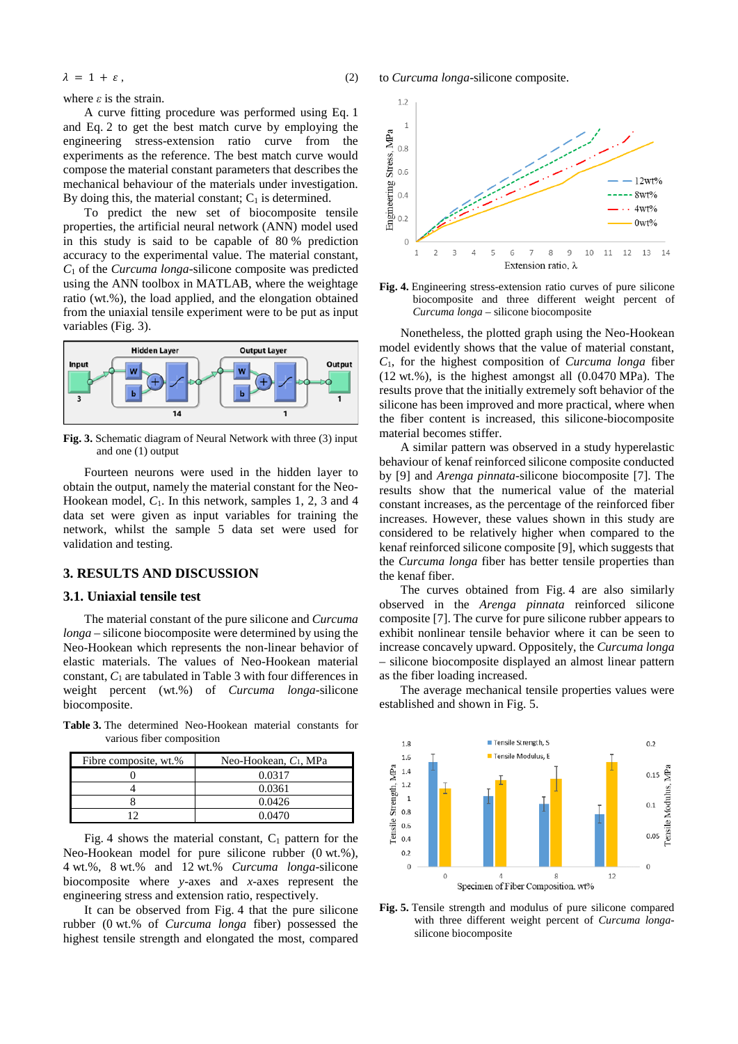$$\lambda = 1 + \varepsilon\,, \tag{2}$$

where $\varepsilon$ is the strain.

A curve fitting procedure was performed using Eq. 1 and Eq. 2 to get the best match curve by employing the engineering stress-extension ratio curve from the experiments as the reference. The best match curve would compose the material constant parameters that describes the mechanical behaviour of the materials under investigation. By doing this, the material constant; $C_1$ is determined.

To predict the new set of biocomposite tensile properties, the artificial neural network (ANN) model used in this study is said to be capable of 80 % prediction accuracy to the experimental value. The material constant, $C_1$ of the *Curcuma longa*-silicone composite was predicted using the ANN toolbox in MATLAB, where the weightage ratio (wt.%), the load applied, and the elongation obtained from the uniaxial tensile experiment were to be put as input variables (Fig. 3).

**Fig. 3.** Schematic diagram of Neural Network with three (3) input and one (1) output

Fourteen neurons were used in the hidden layer to obtain the output, namely the material constant for the Neo-Hookean model, $C_1$. In this network, samples 1, 2, 3 and 4 data set were given as input variables for training the network, whilst the sample 5 data set were used for validation and testing.

## 3. RESULTS AND DISCUSSION

### 3.1. Uniaxial tensile test

The material constant of the pure silicone and *Curcuma longa* – silicone biocomposite were determined by using the Neo-Hookean which represents the non-linear behavior of elastic materials. The values of Neo-Hookean material constant, $C_1$ are tabulated in Table 3 with four differences in weight percent (wt.%) of *Curcuma longa*-silicone biocomposite.

**Table 3.** The determined Neo-Hookean material constants for various fiber composition

| Fibre composite, wt.% | Neo-Hookean, $C_1$, MPa |
|---|---|
| 0 | 0.0317 |
| 4 | 0.0361 |
| 8 | 0.0426 |
| 12 | 0.0470 |

Fig. 4 shows the material constant, $C_1$ pattern for the Neo-Hookean model for pure silicone rubber (0 wt.%), 4 wt.%, 8 wt.% and 12 wt.% *Curcuma longa*-silicone biocomposite where *y*-axes and *x*-axes represent the engineering stress and extension ratio, respectively.

It can be observed from Fig. 4 that the pure silicone rubber (0 wt.% of *Curcuma longa* fiber) possessed the highest tensile strength and elongated the most, compared to *Curcuma longa*-silicone composite.

**Fig. 4.** Engineering stress-extension ratio curves of pure silicone biocomposite and three different weight percent of *Curcuma longa* – silicone biocomposite

Nonetheless, the plotted graph using the Neo-Hookean model evidently shows that the value of material constant, $C_1$, for the highest composition of *Curcuma longa* fiber (12 wt.%), is the highest amongst all (0.0470 MPa). The results prove that the initially extremely soft behavior of the silicone has been improved and more practical, where when the fiber content is increased, this silicone-biocomposite material becomes stiffer.

A similar pattern was observed in a study hyperelastic behaviour of kenaf reinforced silicone composite conducted by [9] and *Arenga pinnata*-silicone biocomposite [7]. The results show that the numerical value of the material constant increases, as the percentage of the reinforced fiber increases. However, these values shown in this study are considered to be relatively higher when compared to the kenaf reinforced silicone composite [9], which suggests that the *Curcuma longa* fiber has better tensile properties than the kenaf fiber.

The curves obtained from Fig. 4 are also similarly observed in the *Arenga pinnata* reinforced silicone composite [7]. The curve for pure silicone rubber appears to exhibit nonlinear tensile behavior where it can be seen to increase concavely upward. Oppositely, the *Curcuma longa* – silicone biocomposite displayed an almost linear pattern as the fiber loading increased.

The average mechanical tensile properties values were established and shown in Fig. 5.

**Fig. 5.** Tensile strength and modulus of pure silicone compared with three different weight percent of *Curcuma longa*-silicone biocomposite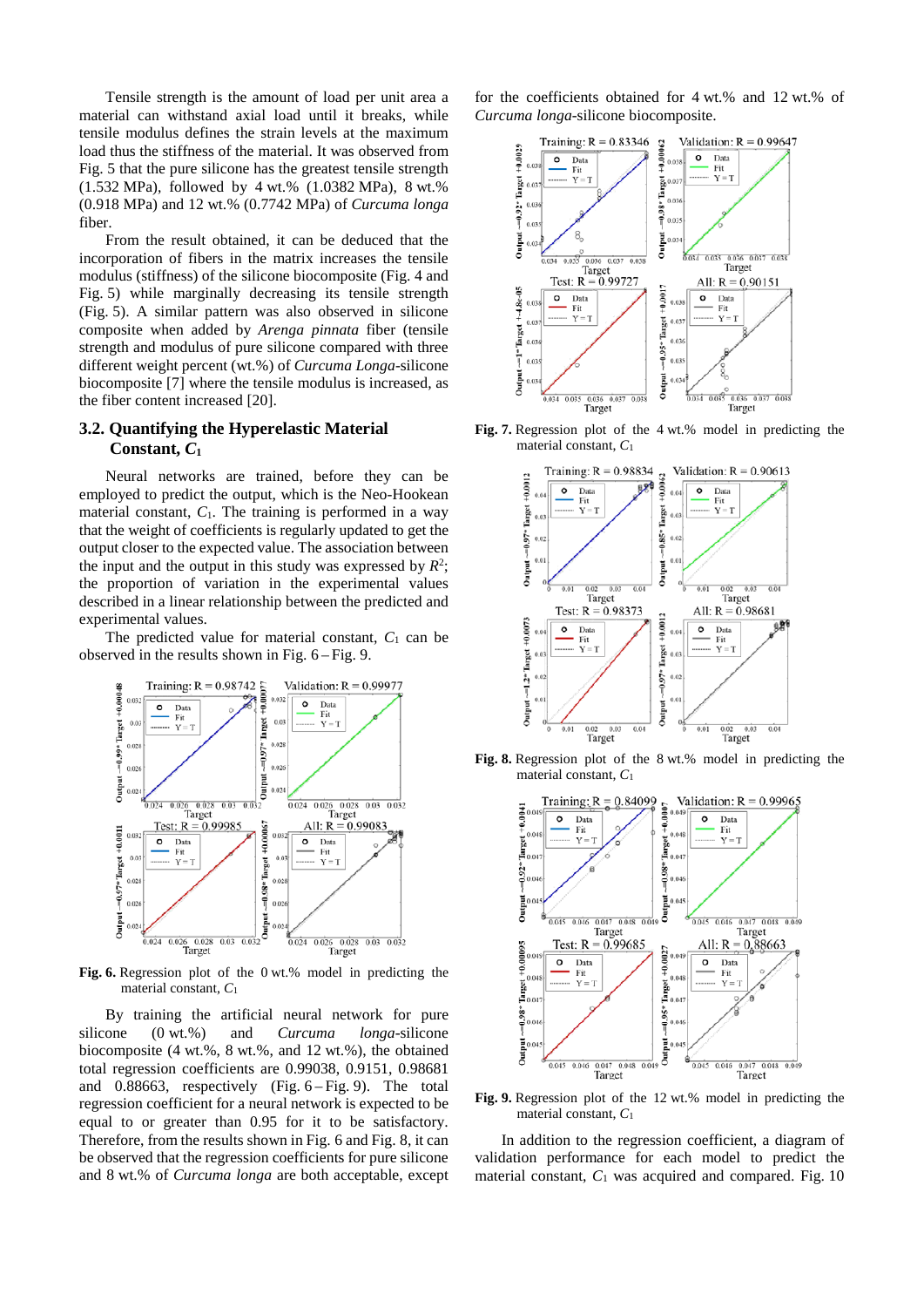Tensile strength is the amount of load per unit area a material can withstand axial load until it breaks, while tensile modulus defines the strain levels at the maximum load thus the stiffness of the material. It was observed from Fig. 5 that the pure silicone has the greatest tensile strength (1.532 MPa), followed by 4 wt.% (1.0382 MPa), 8 wt.% (0.918 MPa) and 12 wt.% (0.7742 MPa) of *Curcuma longa* fiber.

From the result obtained, it can be deduced that the incorporation of fibers in the matrix increases the tensile modulus (stiffness) of the silicone biocomposite (Fig. 4 and Fig. 5) while marginally decreasing its tensile strength (Fig. 5). A similar pattern was also observed in silicone composite when added by *Arenga pinnata* fiber (tensile strength and modulus of pure silicone compared with three different weight percent (wt.%) of *Curcuma Longa*-silicone biocomposite [7] where the tensile modulus is increased, as the fiber content increased [20].

## 3.2. Quantifying the Hyperelastic Material Constant, $C_1$

Neural networks are trained, before they can be employed to predict the output, which is the Neo-Hookean material constant, $C_1$. The training is performed in a way that the weight of coefficients is regularly updated to get the output closer to the expected value. The association between the input and the output in this study was expressed by $R^2$; the proportion of variation in the experimental values described in a linear relationship between the predicted and experimental values.

The predicted value for material constant, $C_1$ can be observed in the results shown in Fig. 6 – Fig. 9.

**Fig. 6.** Regression plot of the 0 wt.% model in predicting the material constant, $C_1$

By training the artificial neural network for pure silicone (0 wt.%) and *Curcuma longa*-silicone biocomposite (4 wt.%, 8 wt.%, and 12 wt.%), the obtained total regression coefficients are 0.99038, 0.9151, 0.98681 and 0.88663, respectively (Fig. 6 – Fig. 9). The total regression coefficient for a neural network is expected to be equal to or greater than 0.95 for it to be satisfactory. Therefore, from the results shown in Fig. 6 and Fig. 8, it can be observed that the regression coefficients for pure silicone and 8 wt.% of *Curcuma longa* are both acceptable, except for the coefficients obtained for 4 wt.% and 12 wt.% of *Curcuma longa*-silicone biocomposite.

**Fig. 7.** Regression plot of the 4 wt.% model in predicting the material constant, $C_1$

**Fig. 8.** Regression plot of the 8 wt.% model in predicting the material constant, $C_1$

**Fig. 9.** Regression plot of the 12 wt.% model in predicting the material constant, $C_1$

In addition to the regression coefficient, a diagram of validation performance for each model to predict the material constant, $C_1$ was acquired and compared. Fig. 10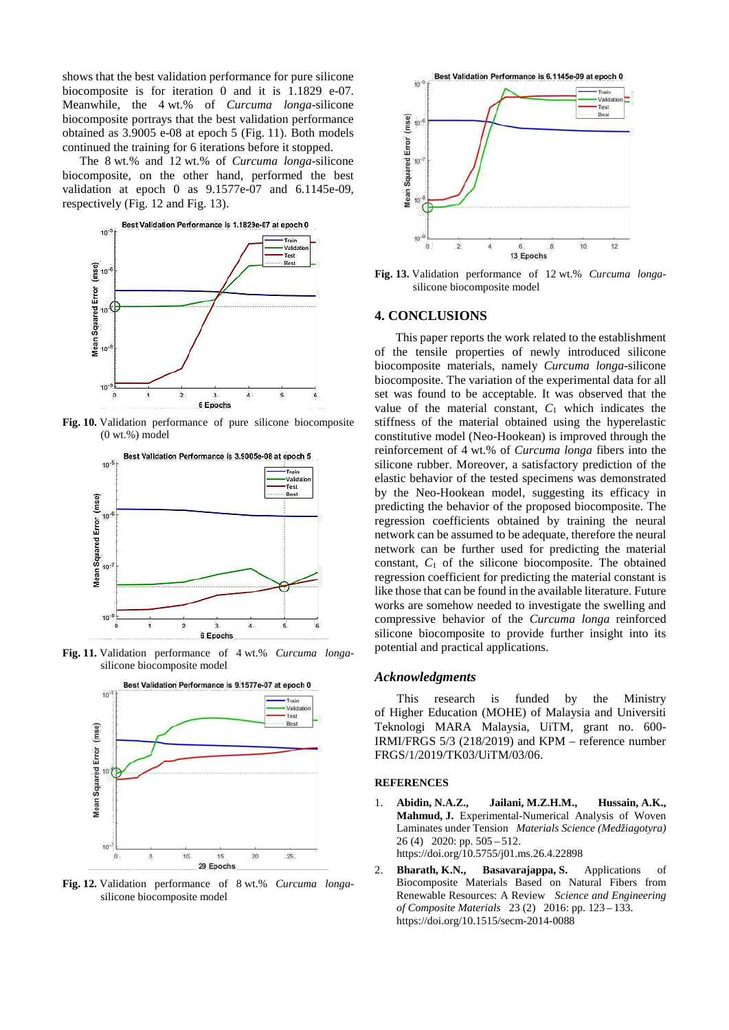shows that the best validation performance for pure silicone biocomposite is for iteration 0 and it is 1.1829 e-07. Meanwhile, the 4 wt.% of *Curcuma longa*-silicone biocomposite portrays that the best validation performance obtained as 3.9005 e-08 at epoch 5 (Fig. 11). Both models continued the training for 6 iterations before it stopped.

The 8 wt.% and 12 wt.% of *Curcuma longa*-silicone biocomposite, on the other hand, performed the best validation at epoch 0 as 9.1577e-07 and 6.1145e-09, respectively (Fig. 12 and Fig. 13).

**Fig. 10.** Validation performance of pure silicone biocomposite (0 wt.%) model

**Fig. 11.** Validation performance of 4 wt.% *Curcuma longa*-silicone biocomposite model

**Fig. 12.** Validation performance of 8 wt.% *Curcuma longa*-silicone biocomposite model

**Fig. 13.** Validation performance of 12 wt.% *Curcuma longa*-silicone biocomposite model

## 4. CONCLUSIONS

This paper reports the work related to the establishment of the tensile properties of newly introduced silicone biocomposite materials, namely *Curcuma longa*-silicone biocomposite. The variation of the experimental data for all set was found to be acceptable. It was observed that the value of the material constant, $C_1$ which indicates the stiffness of the material obtained using the hyperelastic constitutive model (Neo-Hookean) is improved through the reinforcement of 4 wt.% of *Curcuma longa* fibers into the silicone rubber. Moreover, a satisfactory prediction of the elastic behavior of the tested specimens was demonstrated by the Neo-Hookean model, suggesting its efficacy in predicting the behavior of the proposed biocomposite. The regression coefficients obtained by training the neural network can be assumed to be adequate, therefore the neural network can be further used for predicting the material constant, $C_1$ of the silicone biocomposite. The obtained regression coefficient for predicting the material constant is like those that can be found in the available literature. Future works are somehow needed to investigate the swelling and compressive behavior of the *Curcuma longa* reinforced silicone biocomposite to provide further insight into its potential and practical applications.

### *Acknowledgments*

This research is funded by the Ministry of Higher Education (MOHE) of Malaysia and Universiti Teknologi MARA Malaysia, UiTM, grant no. 600-IRMI/FRGS 5/3 (218/2019) and KPM – reference number FRGS/1/2019/TK03/UiTM/03/06.

**REFERENCES**

1. **Abidin, N.A.Z., Jailani, M.Z.H.M., Hussain, A.K., Mahmud, J.** Experimental-Numerical Analysis of Woven Laminates under Tension *Materials Science (Medžiagotyra)* 26 (4) 2020: pp. 505 – 512. https://doi.org/10.5755/j01.ms.26.4.22898
2. **Bharath, K.N., Basavarajappa, S.** Applications of Biocomposite Materials Based on Natural Fibers from Renewable Resources: A Review *Science and Engineering of Composite Materials* 23 (2) 2016: pp. 123 – 133. https://doi.org/10.1515/secm-2014-0088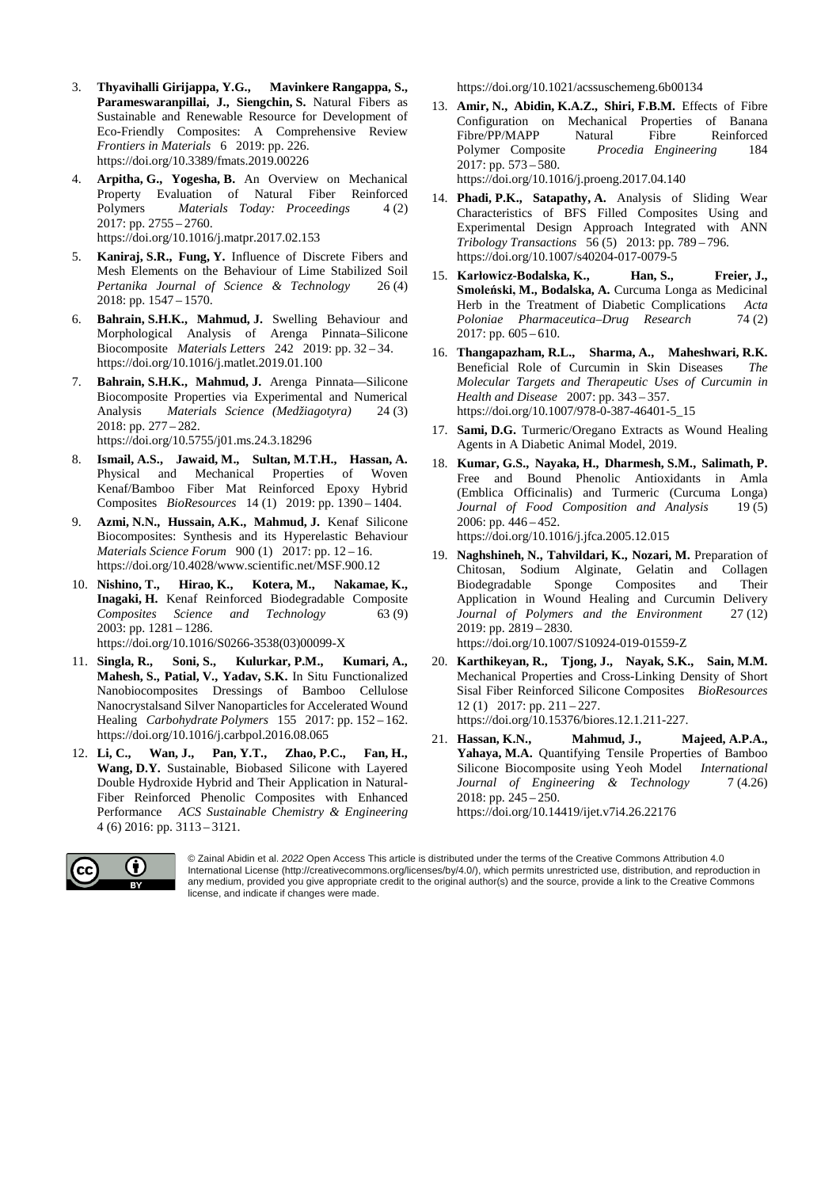3. **Thyavihalli Girijappa, Y.G., Mavinkere Rangappa, S., Parameswaranpillai, J., Siengchin, S.** Natural Fibers as Sustainable and Renewable Resource for Development of Eco-Friendly Composites: A Comprehensive Review *Frontiers in Materials* 6 2019: pp. 226. https://doi.org/10.3389/fmats.2019.00226

4. **Arpitha, G., Yogesha, B.** An Overview on Mechanical Property Evaluation of Natural Fiber Reinforced Polymers *Materials Today: Proceedings* 4 (2) 2017: pp. 2755 – 2760. https://doi.org/10.1016/j.matpr.2017.02.153

5. **Kaniraj, S.R., Fung, Y.** Influence of Discrete Fibers and Mesh Elements on the Behaviour of Lime Stabilized Soil *Pertanika Journal of Science & Technology* 26 (4) 2018: pp. 1547 – 1570.

6. **Bahrain, S.H.K., Mahmud, J.** Swelling Behaviour and Morphological Analysis of Arenga Pinnata–Silicone Biocomposite *Materials Letters* 242 2019: pp. 32 – 34. https://doi.org/10.1016/j.matlet.2019.01.100

7. **Bahrain, S.H.K., Mahmud, J.** Arenga Pinnata—Silicone Biocomposite Properties via Experimental and Numerical Analysis *Materials Science (Medžiagotyra)* 24 (3) 2018: pp. 277 – 282. https://doi.org/10.5755/j01.ms.24.3.18296

8. **Ismail, A.S., Jawaid, M., Sultan, M.T.H., Hassan, A.** Physical and Mechanical Properties of Woven Kenaf/Bamboo Fiber Mat Reinforced Epoxy Hybrid Composites *BioResources* 14 (1) 2019: pp. 1390 – 1404.

9. **Azmi, N.N., Hussain, A.K., Mahmud, J.** Kenaf Silicone Biocomposites: Synthesis and its Hyperelastic Behaviour *Materials Science Forum* 900 (1) 2017: pp. 12 – 16. https://doi.org/10.4028/www.scientific.net/MSF.900.12

10. **Nishino, T., Hirao, K., Kotera, M., Nakamae, K., Inagaki, H.** Kenaf Reinforced Biodegradable Composite *Composites Science and Technology* 63 (9) 2003: pp. 1281 – 1286. https://doi.org/10.1016/S0266-3538(03)00099-X

11. **Singla, R., Soni, S., Kulurkar, P.M., Kumari, A., Mahesh, S., Patial, V., Yadav, S.K.** In Situ Functionalized Nanobiocomposites Dressings of Bamboo Cellulose Nanocrystalsand Silver Nanoparticles for Accelerated Wound Healing *Carbohydrate Polymers* 155 2017: pp. 152 – 162. https://doi.org/10.1016/j.carbpol.2016.08.065

12. **Li, C., Wan, J., Pan, Y.T., Zhao, P.C., Fan, H., Wang, D.Y.** Sustainable, Biobased Silicone with Layered Double Hydroxide Hybrid and Their Application in Natural-Fiber Reinforced Phenolic Composites with Enhanced Performance *ACS Sustainable Chemistry & Engineering* 4 (6) 2016: pp. 3113 – 3121. https://doi.org/10.1021/acssuschemeng.6b00134

13. **Amir, N., Abidin, K.A.Z., Shiri, F.B.M.** Effects of Fibre Configuration on Mechanical Properties of Banana Fibre/PP/MAPP Natural Fibre Reinforced Polymer Composite *Procedia Engineering* 184 2017: pp. 573 – 580. https://doi.org/10.1016/j.proeng.2017.04.140

14. **Phadi, P.K., Satapathy, A.** Analysis of Sliding Wear Characteristics of BFS Filled Composites Using and Experimental Design Approach Integrated with ANN *Tribology Transactions* 56 (5) 2013: pp. 789 – 796. https://doi.org/10.1007/s40204-017-0079-5

15. **Karłowicz-Bodalska, K., Han, S., Freier, J., Smoleński, M., Bodalska, A.** Curcuma Longa as Medicinal Herb in the Treatment of Diabetic Complications *Acta Poloniae Pharmaceutica–Drug Research* 74 (2) 2017: pp. 605 – 610.

16. **Thangapazham, R.L., Sharma, A., Maheshwari, R.K.** Beneficial Role of Curcumin in Skin Diseases *The Molecular Targets and Therapeutic Uses of Curcumin in Health and Disease* 2007: pp. 343 – 357. https://doi.org/10.1007/978-0-387-46401-5_15

17. **Sami, D.G.** Turmeric/Oregano Extracts as Wound Healing Agents in A Diabetic Animal Model, 2019.

18. **Kumar, G.S., Nayaka, H., Dharmesh, S.M., Salimath, P.** Free and Bound Phenolic Antioxidants in Amla (Emblica Officinalis) and Turmeric (Curcuma Longa) *Journal of Food Composition and Analysis* 19 (5) 2006: pp. 446 – 452. https://doi.org/10.1016/j.jfca.2005.12.015

19. **Naghshineh, N., Tahvildari, K., Nozari, M.** Preparation of Chitosan, Sodium Alginate, Gelatin and Collagen Biodegradable Sponge Composites and Their Application in Wound Healing and Curcumin Delivery *Journal of Polymers and the Environment* 27 (12) 2019: pp. 2819 – 2830. https://doi.org/10.1007/S10924-019-01559-Z

20. **Karthikeyan, R., Tjong, J., Nayak, S.K., Sain, M.M.** Mechanical Properties and Cross-Linking Density of Short Sisal Fiber Reinforced Silicone Composites *BioResources* 12 (1) 2017: pp. 211 – 227. https://doi.org/10.15376/biores.12.1.211-227.

21. **Hassan, K.N., Mahmud, J., Majeed, A.P.A., Yahaya, M.A.** Quantifying Tensile Properties of Bamboo Silicone Biocomposite using Yeoh Model *International Journal of Engineering & Technology* 7 (4.26) 2018: pp. 245 – 250. https://doi.org/10.14419/ijet.v7i4.26.22176

© Zainal Abidin et al. *2022* Open Access This article is distributed under the terms of the Creative Commons Attribution 4.0 International License (http://creativecommons.org/licenses/by/4.0/), which permits unrestricted use, distribution, and reproduction in any medium, provided you give appropriate credit to the original author(s) and the source, provide a link to the Creative Commons license, and indicate if changes were made.